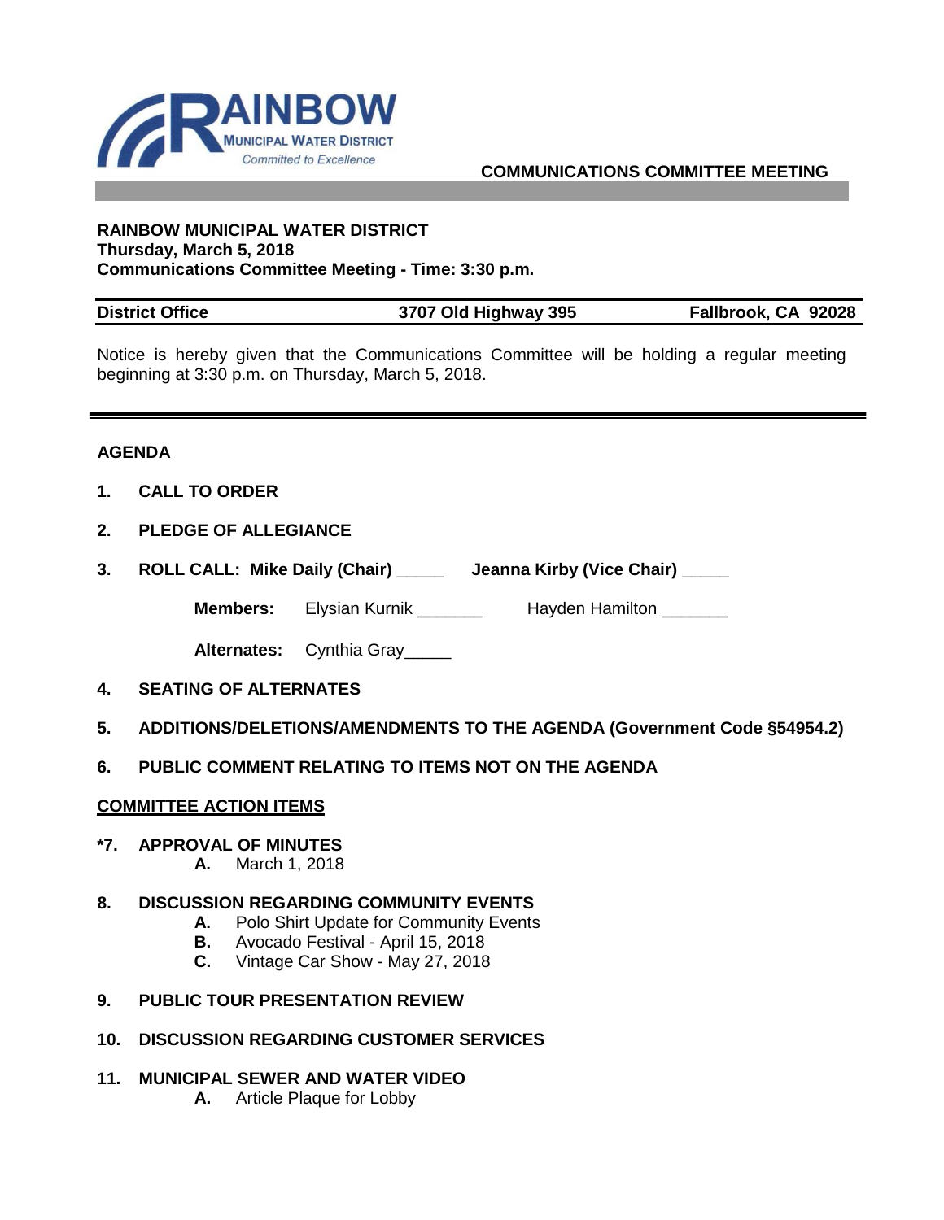RAINBOW MUNICIPAL WATER DISTRICT
*Committed to Excellence*

**COMMUNICATIONS COMMITTEE MEETING**

**RAINBOW MUNICIPAL WATER DISTRICT**
**Thursday, March 5, 2018**
**Communications Committee Meeting - Time: 3:30 p.m.**

| **District Office** | **3707 Old Highway 395** | **Fallbrook, CA 92028** |
|---|---|---|

Notice is hereby given that the Communications Committee will be holding a regular meeting beginning at 3:30 p.m. on Thursday, March 5, 2018.

## AGENDA

**1. CALL TO ORDER**

**2. PLEDGE OF ALLEGIANCE**

**3. ROLL CALL: Mike Daily (Chair) _____ Jeanna Kirby (Vice Chair) _____**

**Members:** Elysian Kurnik _______ Hayden Hamilton _______

**Alternates:** Cynthia Gray_____

**4. SEATING OF ALTERNATES**

**5. ADDITIONS/DELETIONS/AMENDMENTS TO THE AGENDA (Government Code §54954.2)**

**6. PUBLIC COMMENT RELATING TO ITEMS NOT ON THE AGENDA**

**COMMITTEE ACTION ITEMS**

**\*7. APPROVAL OF MINUTES**

- **A.** March 1, 2018

**8. DISCUSSION REGARDING COMMUNITY EVENTS**

- **A.** Polo Shirt Update for Community Events
- **B.** Avocado Festival - April 15, 2018
- **C.** Vintage Car Show - May 27, 2018

**9. PUBLIC TOUR PRESENTATION REVIEW**

**10. DISCUSSION REGARDING CUSTOMER SERVICES**

**11. MUNICIPAL SEWER AND WATER VIDEO**

- **A.** Article Plaque for Lobby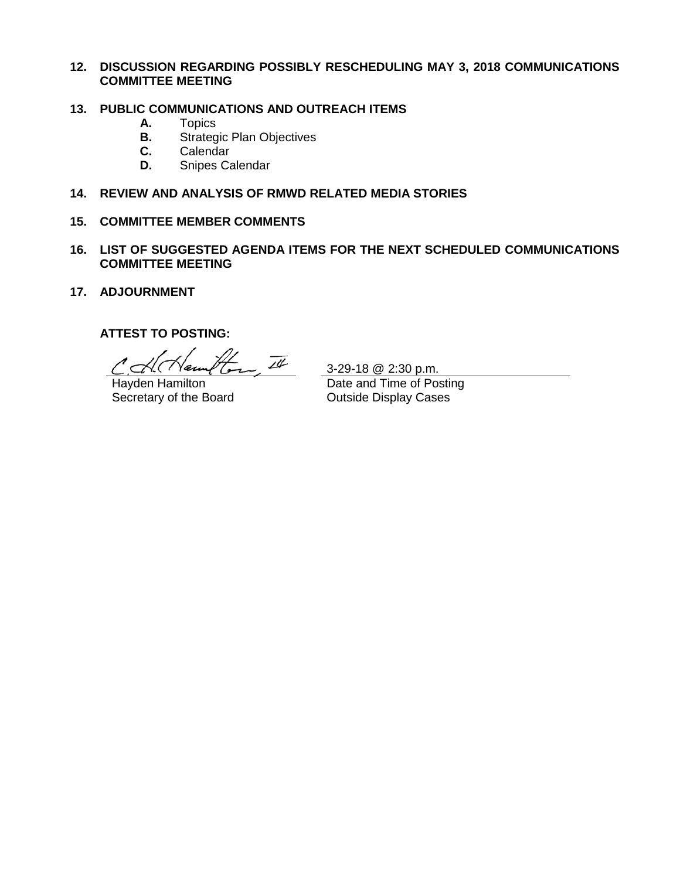**12. DISCUSSION REGARDING POSSIBLY RESCHEDULING MAY 3, 2018 COMMUNICATIONS COMMITTEE MEETING**

**13. PUBLIC COMMUNICATIONS AND OUTREACH ITEMS**

- **A.** Topics
- **B.** Strategic Plan Objectives
- **C.** Calendar
- **D.** Snipes Calendar

**14. REVIEW AND ANALYSIS OF RMWD RELATED MEDIA STORIES**

**15. COMMITTEE MEMBER COMMENTS**

**16. LIST OF SUGGESTED AGENDA ITEMS FOR THE NEXT SCHEDULED COMMUNICATIONS COMMITTEE MEETING**

**17. ADJOURNMENT**

**ATTEST TO POSTING:**

C. H. Hamilton, III

Hayden Hamilton
Secretary of the Board

3-29-18 @ 2:30 p.m.
Date and Time of Posting
Outside Display Cases